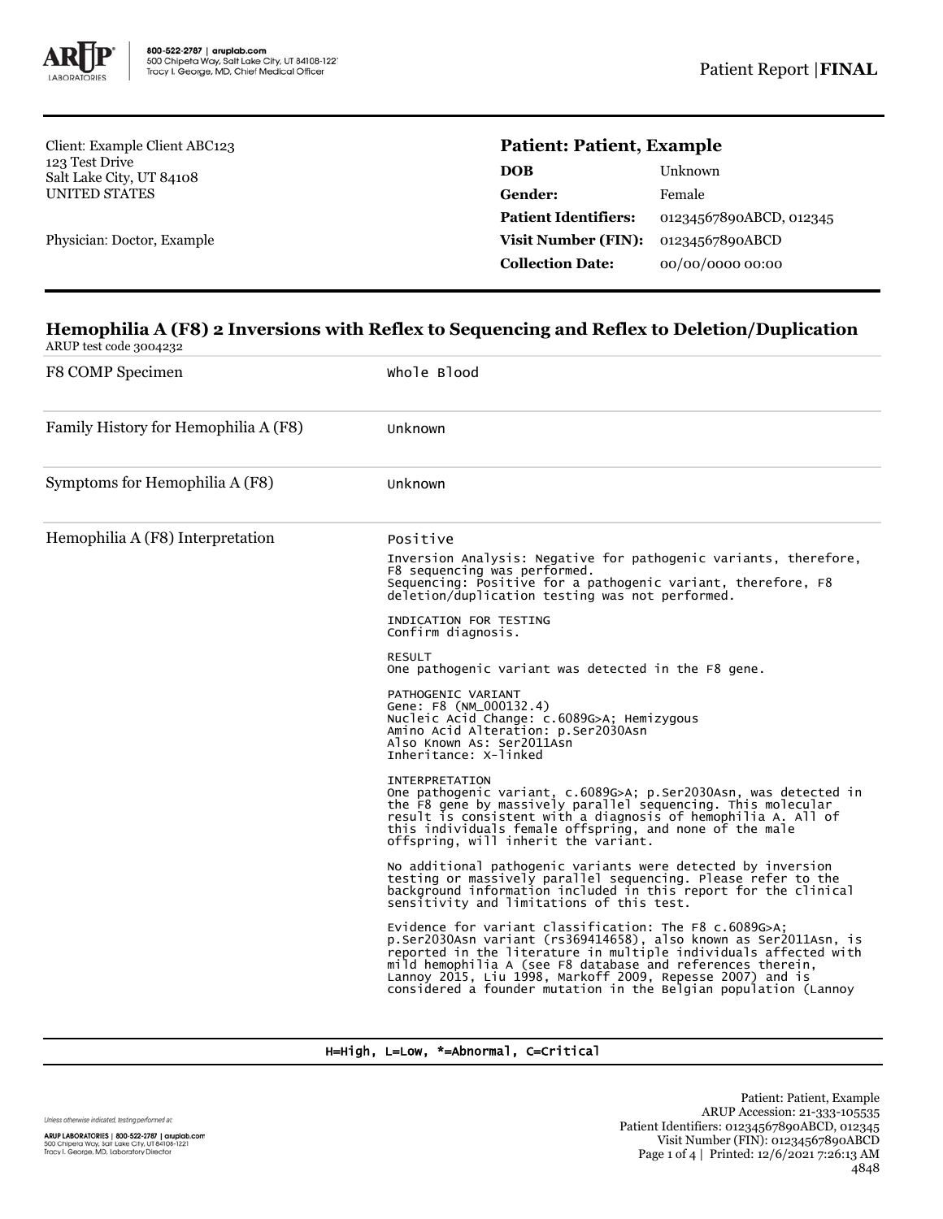Client: Example Client ABC123
123 Test Drive
Salt Lake City, UT 84108
UNITED STATES

Physician: Doctor, Example

## Patient: Patient, Example

| | |
|---|---|
| **DOB** | Unknown |
| **Gender:** | Female |
| **Patient Identifiers:** | 01234567890ABCD, 012345 |
| **Visit Number (FIN):** | 01234567890ABCD |
| **Collection Date:** | 00/00/0000 00:00 |

## Hemophilia A (F8) 2 Inversions with Reflex to Sequencing and Reflex to Deletion/Duplication

ARUP test code 3004232

| | |
|---|---|
| F8 COMP Specimen | Whole Blood |
| Family History for Hemophilia A (F8) | Unknown |
| Symptoms for Hemophilia A (F8) | Unknown |

**Hemophilia A (F8) Interpretation**

Positive

Inversion Analysis: Negative for pathogenic variants, therefore, F8 sequencing was performed.
Sequencing: Positive for a pathogenic variant, therefore, F8 deletion/duplication testing was not performed.

INDICATION FOR TESTING
Confirm diagnosis.

RESULT
One pathogenic variant was detected in the F8 gene.

PATHOGENIC VARIANT
Gene: F8 (NM_000132.4)
Nucleic Acid Change: c.6089G>A; Hemizygous
Amino Acid Alteration: p.Ser2030Asn
Also Known As: Ser2011Asn
Inheritance: X-linked

INTERPRETATION
One pathogenic variant, c.6089G>A; p.Ser2030Asn, was detected in the F8 gene by massively parallel sequencing. This molecular result is consistent with a diagnosis of hemophilia A. All of this individuals female offspring, and none of the male offspring, will inherit the variant.

No additional pathogenic variants were detected by inversion testing or massively parallel sequencing. Please refer to the background information included in this report for the clinical sensitivity and limitations of this test.

Evidence for variant classification: The F8 c.6089G>A; p.Ser2030Asn variant (rs369414658), also known as Ser2011Asn, is reported in the literature in multiple individuals affected with mild hemophilia A (see F8 database and references therein, Lannoy 2015, Liu 1998, Markoff 2009, Repesse 2007) and is considered a founder mutation in the Belgian population (Lannoy

H=High, L=Low, *=Abnormal, C=Critical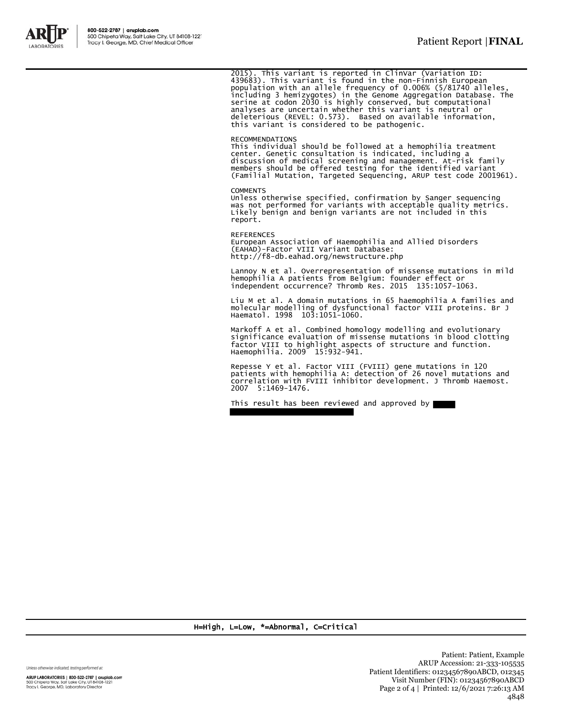2015). This variant is reported in ClinVar (Variation ID: 439683). This variant is found in the non-Finnish European population with an allele frequency of 0.006% (5/81740 alleles, including 3 hemizygotes) in the Genome Aggregation Database. The serine at codon 2030 is highly conserved, but computational analyses are uncertain whether this variant is neutral or deleterious (REVEL: 0.573). Based on available information, this variant is considered to be pathogenic.

RECOMMENDATIONS
This individual should be followed at a hemophilia treatment center. Genetic consultation is indicated, including a discussion of medical screening and management. At-risk family members should be offered testing for the identified variant (Familial Mutation, Targeted Sequencing, ARUP test code 2001961).

COMMENTS
Unless otherwise specified, confirmation by Sanger sequencing was not performed for variants with acceptable quality metrics. Likely benign and benign variants are not included in this report.

REFERENCES
European Association of Haemophilia and Allied Disorders (EAHAD)-Factor VIII Variant Database: http://f8-db.eahad.org/newstructure.php

Lannoy N et al. Overrepresentation of missense mutations in mild hemophilia A patients from Belgium: founder effect or independent occurrence? Thromb Res. 2015 135:1057-1063.

Liu M et al. A domain mutations in 65 haemophilia A families and molecular modelling of dysfunctional factor VIII proteins. Br J Haematol. 1998 103:1051-1060.

Markoff A et al. Combined homology modelling and evolutionary significance evaluation of missense mutations in blood clotting factor VIII to highlight aspects of structure and function. Haemophilia. 2009 15:932-941.

Repesse Y et al. Factor VIII (FVIII) gene mutations in 120 patients with hemophilia A: detection of 26 novel mutations and correlation with FVIII inhibitor development. J Thromb Haemost. 2007 5:1469-1476.

This result has been reviewed and approved by

H=High, L=Low, *=Abnormal, C=Critical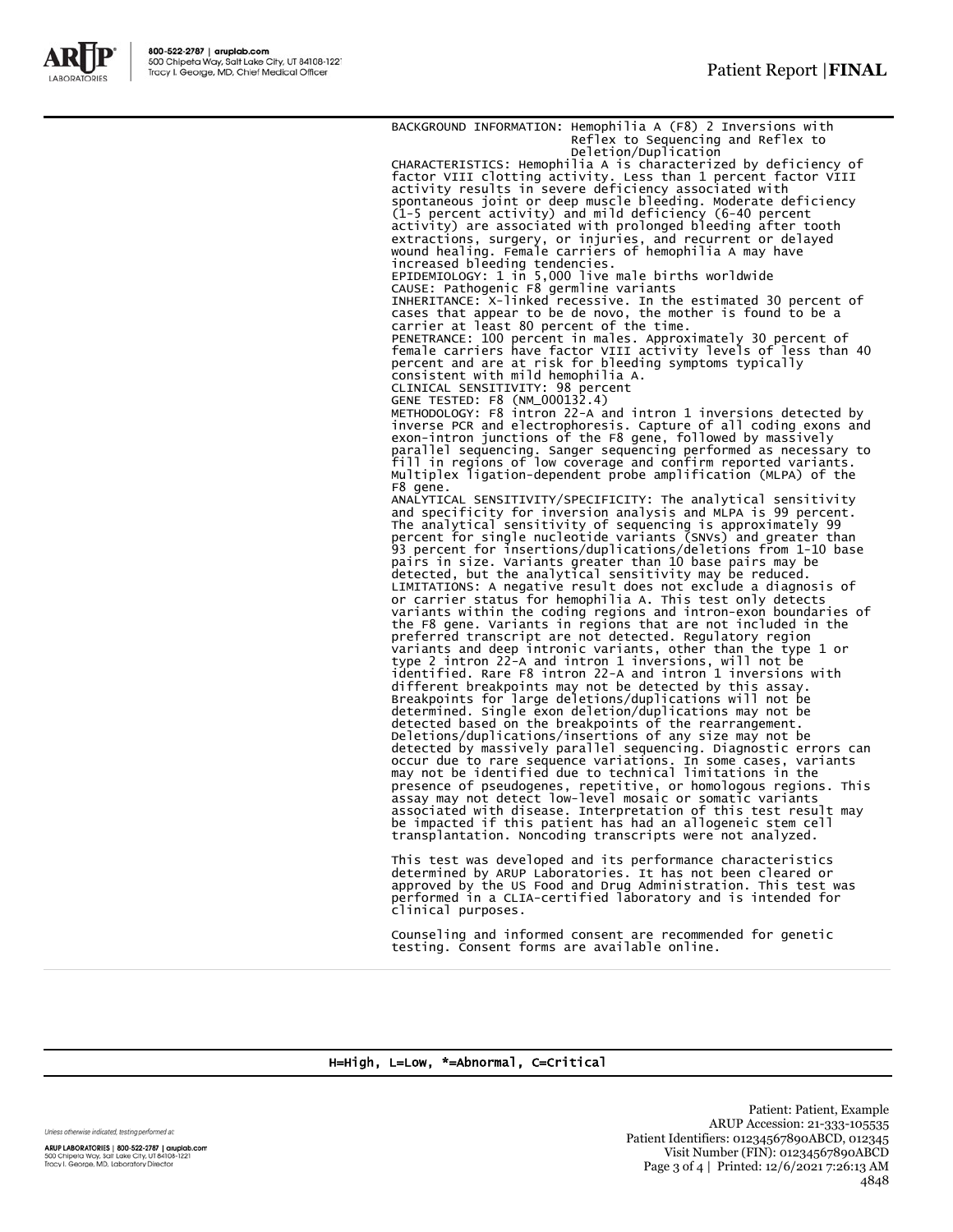BACKGROUND INFORMATION: Hemophilia A (F8) 2 Inversions with Reflex to Sequencing and Reflex to Deletion/Duplication

CHARACTERISTICS: Hemophilia A is characterized by deficiency of factor VIII clotting activity. Less than 1 percent factor VIII activity results in severe deficiency associated with spontaneous joint or deep muscle bleeding. Moderate deficiency (1-5 percent activity) and mild deficiency (6-40 percent activity) are associated with prolonged bleeding after tooth extractions, surgery, or injuries, and recurrent or delayed wound healing. Female carriers of hemophilia A may have increased bleeding tendencies.

EPIDEMIOLOGY: 1 in 5,000 live male births worldwide

CAUSE: Pathogenic F8 germline variants

INHERITANCE: X-linked recessive. In the estimated 30 percent of cases that appear to be de novo, the mother is found to be a carrier at least 80 percent of the time.

PENETRANCE: 100 percent in males. Approximately 30 percent of female carriers have factor VIII activity levels of less than 40 percent and are at risk for bleeding symptoms typically consistent with mild hemophilia A.

CLINICAL SENSITIVITY: 98 percent

GENE TESTED: F8 (NM_000132.4)

METHODOLOGY: F8 intron 22-A and intron 1 inversions detected by inverse PCR and electrophoresis. Capture of all coding exons and exon-intron junctions of the F8 gene, followed by massively parallel sequencing. Sanger sequencing performed as necessary to fill in regions of low coverage and confirm reported variants. Multiplex ligation-dependent probe amplification (MLPA) of the F8 gene.

ANALYTICAL SENSITIVITY/SPECIFICITY: The analytical sensitivity and specificity for inversion analysis and MLPA is 99 percent. The analytical sensitivity of sequencing is approximately 99 percent for single nucleotide variants (SNVs) and greater than 93 percent for insertions/duplications/deletions from 1-10 base pairs in size. Variants greater than 10 base pairs may be detected, but the analytical sensitivity may be reduced.

LIMITATIONS: A negative result does not exclude a diagnosis of or carrier status for hemophilia A. This test only detects variants within the coding regions and intron-exon boundaries of the F8 gene. Variants in regions that are not included in the preferred transcript are not detected. Regulatory region variants and deep intronic variants, other than the type 1 or type 2 intron 22-A and intron 1 inversions, will not be identified. Rare F8 intron 22-A and intron 1 inversions with different breakpoints may not be detected by this assay. Breakpoints for large deletions/duplications will not be determined. Single exon deletion/duplications may not be detected based on the breakpoints of the rearrangement. Deletions/duplications/insertions of any size may not be detected by massively parallel sequencing. Diagnostic errors can occur due to rare sequence variations. In some cases, variants may not be identified due to technical limitations in the presence of pseudogenes, repetitive, or homologous regions. This assay may not detect low-level mosaic or somatic variants associated with disease. Interpretation of this test result may be impacted if this patient has had an allogeneic stem cell transplantation. Noncoding transcripts were not analyzed.

This test was developed and its performance characteristics determined by ARUP Laboratories. It has not been cleared or approved by the US Food and Drug Administration. This test was performed in a CLIA-certified laboratory and is intended for clinical purposes.

Counseling and informed consent are recommended for genetic testing. Consent forms are available online.

H=High, L=Low, *=Abnormal, C=Critical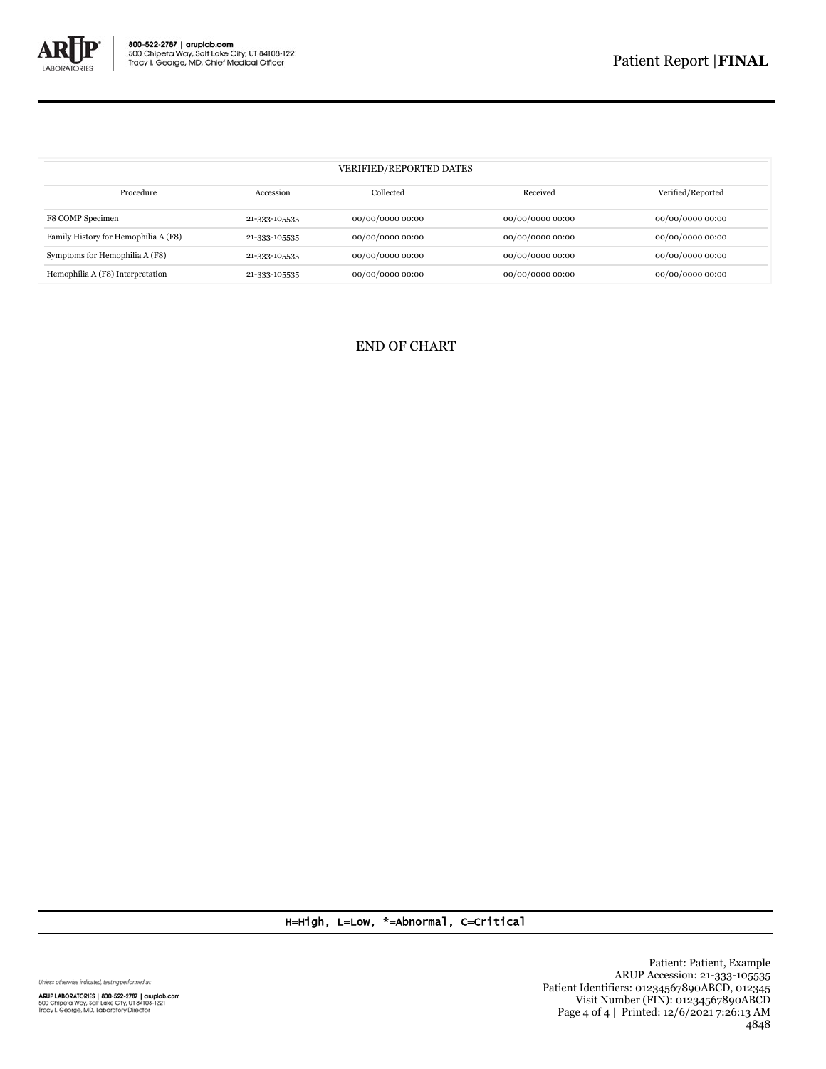| VERIFIED/REPORTED DATES | | | | |
|---|---|---|---|---|
| Procedure | Accession | Collected | Received | Verified/Reported |
| F8 COMP Specimen | 21-333-105535 | 00/00/0000 00:00 | 00/00/0000 00:00 | 00/00/0000 00:00 |
| Family History for Hemophilia A (F8) | 21-333-105535 | 00/00/0000 00:00 | 00/00/0000 00:00 | 00/00/0000 00:00 |
| Symptoms for Hemophilia A (F8) | 21-333-105535 | 00/00/0000 00:00 | 00/00/0000 00:00 | 00/00/0000 00:00 |
| Hemophilia A (F8) Interpretation | 21-333-105535 | 00/00/0000 00:00 | 00/00/0000 00:00 | 00/00/0000 00:00 |

END OF CHART

H=High, L=Low, *=Abnormal, C=Critical